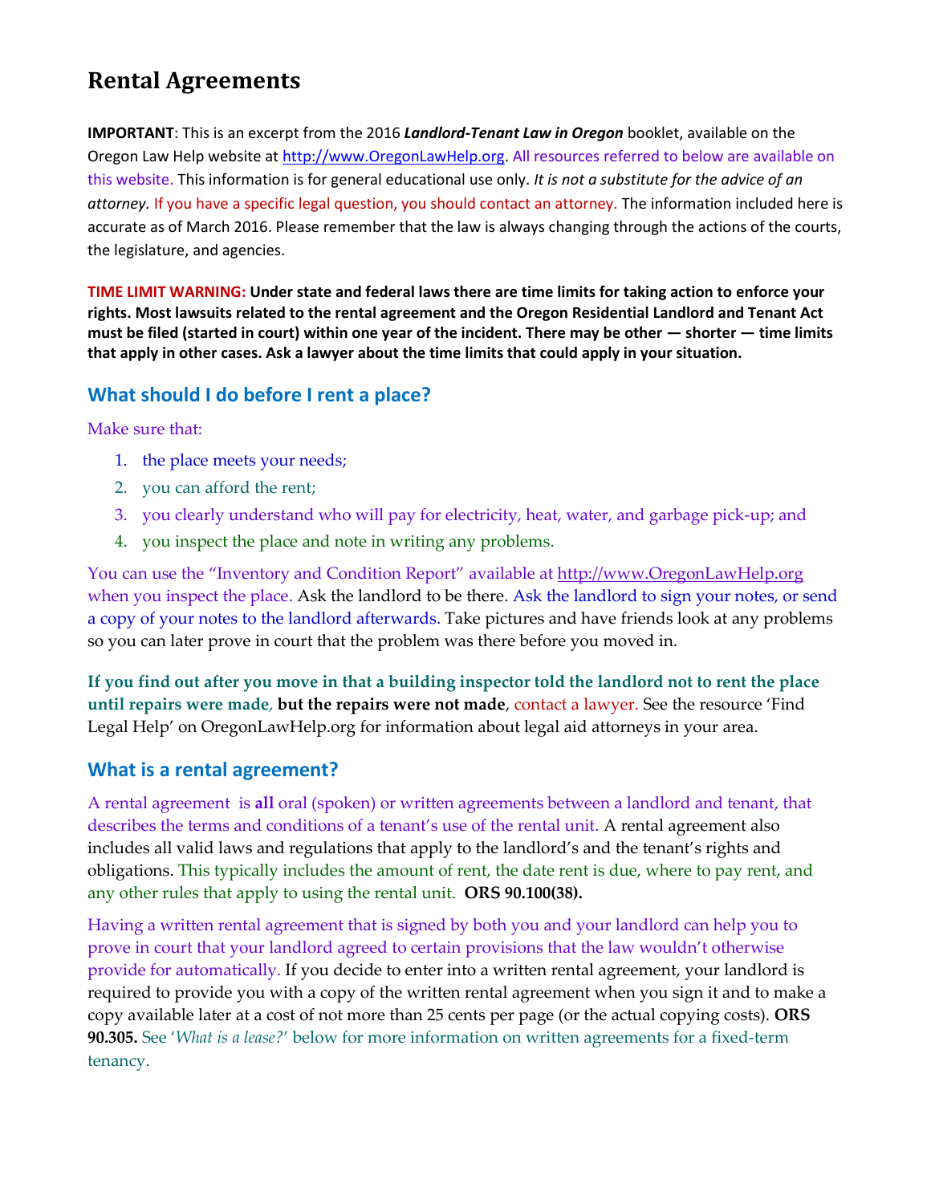# Rental Agreements

**IMPORTANT**: This is an excerpt from the 2016 ***Landlord-Tenant Law in Oregon*** booklet, available on the Oregon Law Help website at http://www.OregonLawHelp.org. All resources referred to below are available on this website. This information is for general educational use only. *It is not a substitute for the advice of an attorney.* If you have a specific legal question, you should contact an attorney. The information included here is accurate as of March 2016. Please remember that the law is always changing through the actions of the courts, the legislature, and agencies.

**TIME LIMIT WARNING: Under state and federal laws there are time limits for taking action to enforce your rights. Most lawsuits related to the rental agreement and the Oregon Residential Landlord and Tenant Act must be filed (started in court) within one year of the incident. There may be other — shorter — time limits that apply in other cases. Ask a lawyer about the time limits that could apply in your situation.**

## What should I do before I rent a place?

Make sure that:

1. the place meets your needs;
2. you can afford the rent;
3. you clearly understand who will pay for electricity, heat, water, and garbage pick-up; and
4. you inspect the place and note in writing any problems.

You can use the "Inventory and Condition Report" available at http://www.OregonLawHelp.org when you inspect the place. Ask the landlord to be there. Ask the landlord to sign your notes, or send a copy of your notes to the landlord afterwards. Take pictures and have friends look at any problems so you can later prove in court that the problem was there before you moved in.

**If you find out after you move in that a building inspector told the landlord not to rent the place until repairs were made, but the repairs were not made**, contact a lawyer. See the resource 'Find Legal Help' on OregonLawHelp.org for information about legal aid attorneys in your area.

## What is a rental agreement?

A rental agreement is **all** oral (spoken) or written agreements between a landlord and tenant, that describes the terms and conditions of a tenant's use of the rental unit. A rental agreement also includes all valid laws and regulations that apply to the landlord's and the tenant's rights and obligations. This typically includes the amount of rent, the date rent is due, where to pay rent, and any other rules that apply to using the rental unit. **ORS 90.100(38).**

Having a written rental agreement that is signed by both you and your landlord can help you to prove in court that your landlord agreed to certain provisions that the law wouldn't otherwise provide for automatically. If you decide to enter into a written rental agreement, your landlord is required to provide you with a copy of the written rental agreement when you sign it and to make a copy available later at a cost of not more than 25 cents per page (or the actual copying costs). **ORS 90.305.** See '*What is a lease?*' below for more information on written agreements for a fixed-term tenancy.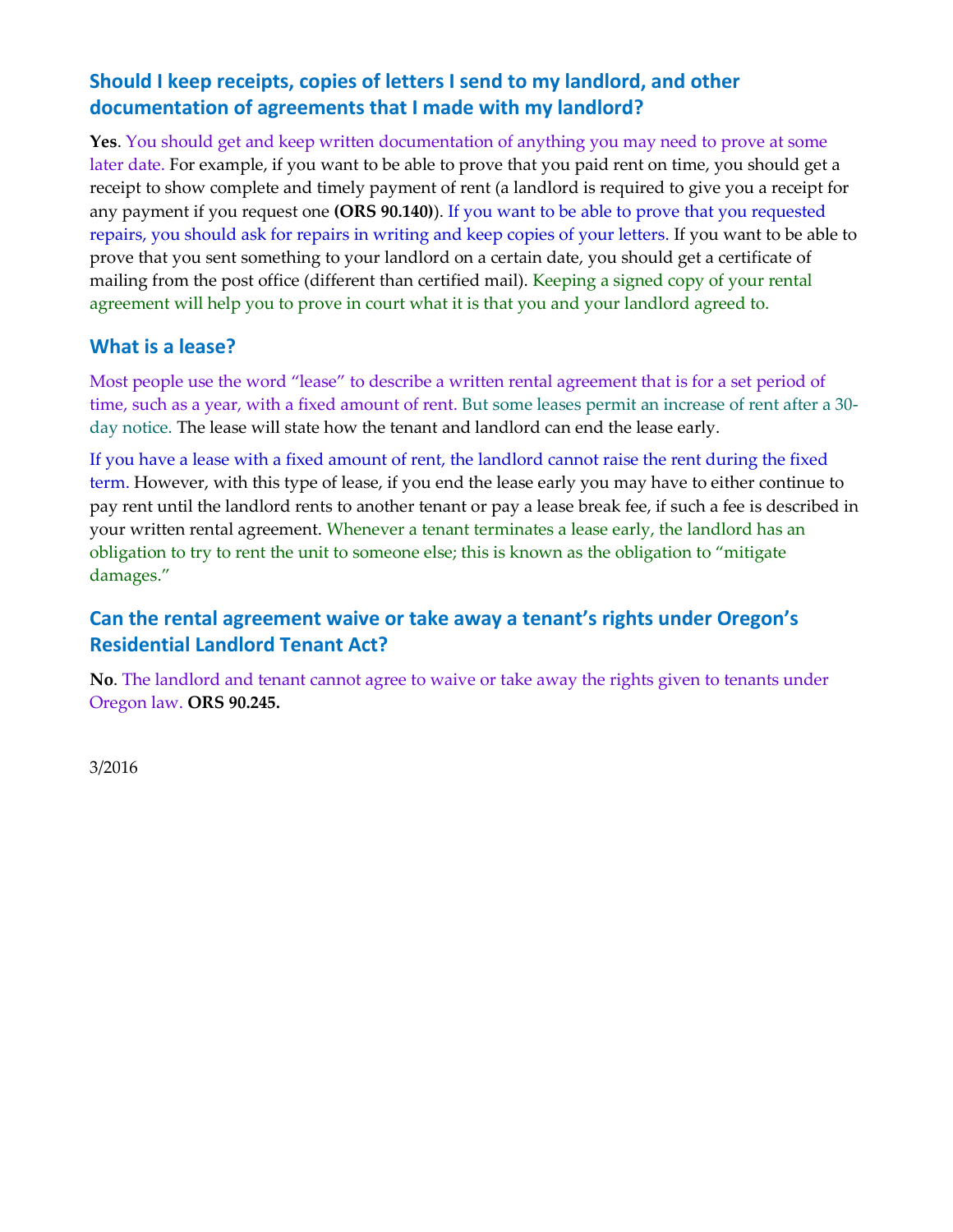## Should I keep receipts, copies of letters I send to my landlord, and other documentation of agreements that I made with my landlord?

**Yes**. You should get and keep written documentation of anything you may need to prove at some later date. For example, if you want to be able to prove that you paid rent on time, you should get a receipt to show complete and timely payment of rent (a landlord is required to give you a receipt for any payment if you request one **(ORS 90.140)**). If you want to be able to prove that you requested repairs, you should ask for repairs in writing and keep copies of your letters. If you want to be able to prove that you sent something to your landlord on a certain date, you should get a certificate of mailing from the post office (different than certified mail). Keeping a signed copy of your rental agreement will help you to prove in court what it is that you and your landlord agreed to.

## What is a lease?

Most people use the word "lease" to describe a written rental agreement that is for a set period of time, such as a year, with a fixed amount of rent. But some leases permit an increase of rent after a 30-day notice. The lease will state how the tenant and landlord can end the lease early.

If you have a lease with a fixed amount of rent, the landlord cannot raise the rent during the fixed term. However, with this type of lease, if you end the lease early you may have to either continue to pay rent until the landlord rents to another tenant or pay a lease break fee, if such a fee is described in your written rental agreement. Whenever a tenant terminates a lease early, the landlord has an obligation to try to rent the unit to someone else; this is known as the obligation to "mitigate damages."

## Can the rental agreement waive or take away a tenant's rights under Oregon's Residential Landlord Tenant Act?

**No**. The landlord and tenant cannot agree to waive or take away the rights given to tenants under Oregon law. **ORS 90.245.**

3/2016